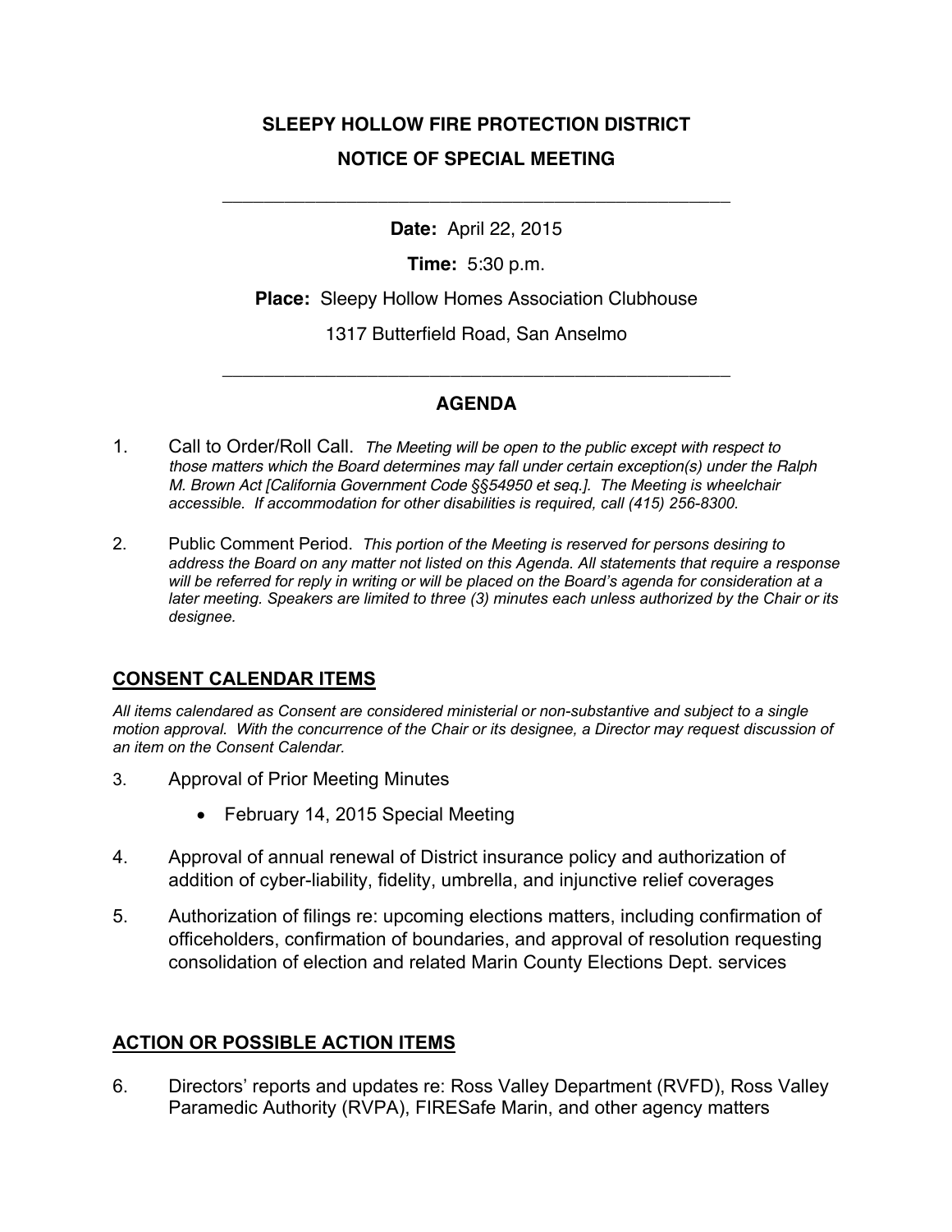# SLEEPY HOLLOW FIRE PROTECTION DISTRICT

## NOTICE OF SPECIAL MEETING

---

**Date:** April 22, 2015

**Time:** 5:30 p.m.

**Place:** Sleepy Hollow Homes Association Clubhouse

1317 Butterfield Road, San Anselmo

---

## AGENDA

1. Call to Order/Roll Call. *The Meeting will be open to the public except with respect to those matters which the Board determines may fall under certain exception(s) under the Ralph M. Brown Act [California Government Code §§54950 et seq.]. The Meeting is wheelchair accessible. If accommodation for other disabilities is required, call (415) 256-8300.*

2. Public Comment Period. *This portion of the Meeting is reserved for persons desiring to address the Board on any matter not listed on this Agenda. All statements that require a response will be referred for reply in writing or will be placed on the Board's agenda for consideration at a later meeting. Speakers are limited to three (3) minutes each unless authorized by the Chair or its designee.*

### CONSENT CALENDAR ITEMS

*All items calendared as Consent are considered ministerial or non-substantive and subject to a single motion approval. With the concurrence of the Chair or its designee, a Director may request discussion of an item on the Consent Calendar.*

3. Approval of Prior Meeting Minutes
   - February 14, 2015 Special Meeting

4. Approval of annual renewal of District insurance policy and authorization of addition of cyber-liability, fidelity, umbrella, and injunctive relief coverages

5. Authorization of filings re: upcoming elections matters, including confirmation of officeholders, confirmation of boundaries, and approval of resolution requesting consolidation of election and related Marin County Elections Dept. services

### ACTION OR POSSIBLE ACTION ITEMS

6. Directors' reports and updates re: Ross Valley Department (RVFD), Ross Valley Paramedic Authority (RVPA), FIRESafe Marin, and other agency matters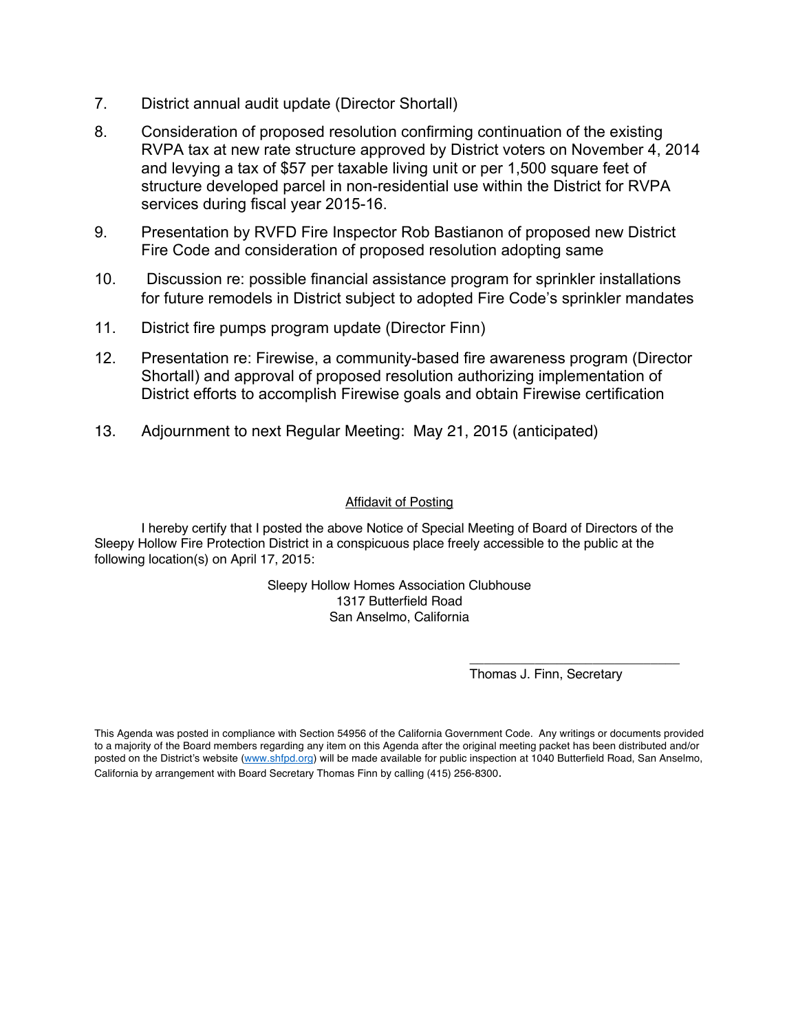7. District annual audit update (Director Shortall)

8. Consideration of proposed resolution confirming continuation of the existing RVPA tax at new rate structure approved by District voters on November 4, 2014 and levying a tax of $57 per taxable living unit or per 1,500 square feet of structure developed parcel in non-residential use within the District for RVPA services during fiscal year 2015-16.

9. Presentation by RVFD Fire Inspector Rob Bastianon of proposed new District Fire Code and consideration of proposed resolution adopting same

10. Discussion re: possible financial assistance program for sprinkler installations for future remodels in District subject to adopted Fire Code's sprinkler mandates

11. District fire pumps program update (Director Finn)

12. Presentation re: Firewise, a community-based fire awareness program (Director Shortall) and approval of proposed resolution authorizing implementation of District efforts to accomplish Firewise goals and obtain Firewise certification

13. Adjournment to next Regular Meeting: May 21, 2015 (anticipated)

<u>Affidavit of Posting</u>

I hereby certify that I posted the above Notice of Special Meeting of Board of Directors of the Sleepy Hollow Fire Protection District in a conspicuous place freely accessible to the public at the following location(s) on April 17, 2015:

Sleepy Hollow Homes Association Clubhouse
1317 Butterfield Road
San Anselmo, California

_____________________________
Thomas J. Finn, Secretary

This Agenda was posted in compliance with Section 54956 of the California Government Code. Any writings or documents provided to a majority of the Board members regarding any item on this Agenda after the original meeting packet has been distributed and/or posted on the District's website (www.shfpd.org) will be made available for public inspection at 1040 Butterfield Road, San Anselmo, California by arrangement with Board Secretary Thomas Finn by calling (415) 256-8300.